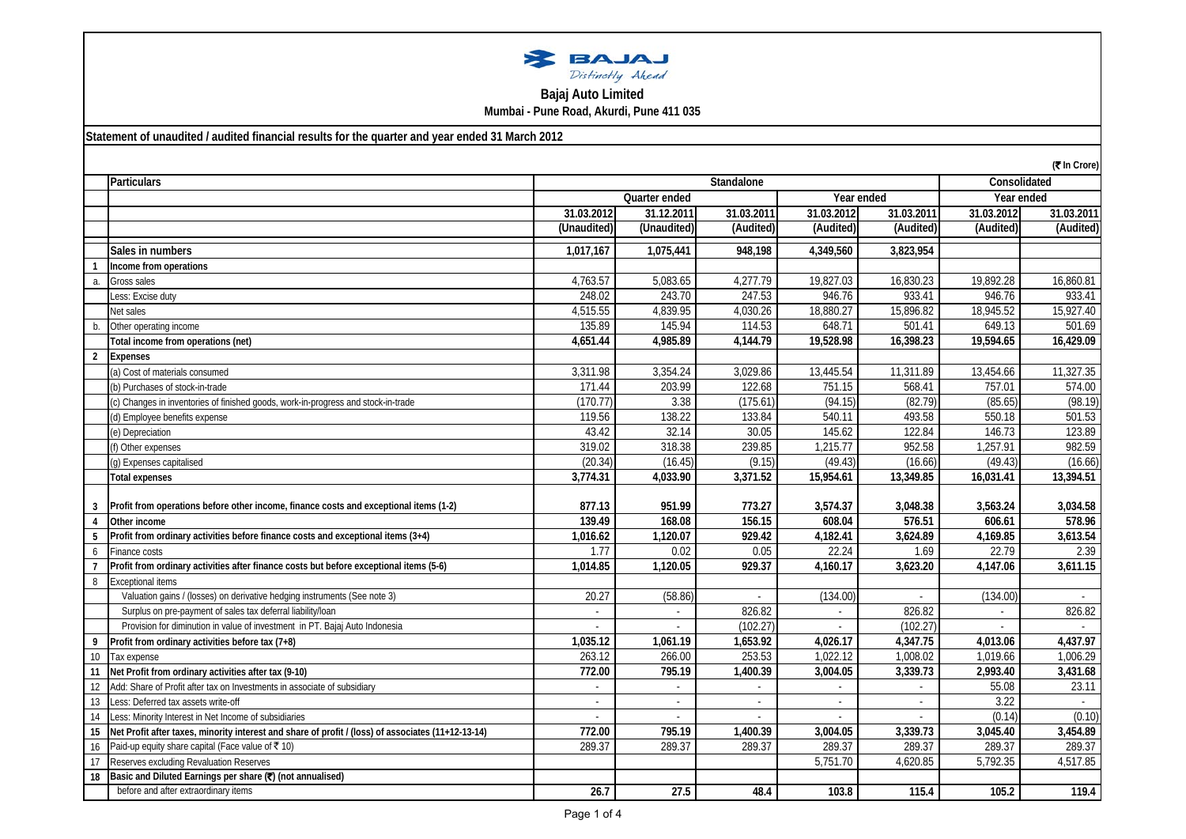**Bajaj Auto Limited**

**Mumbai - Pune Road, Akurdi, Pune 411 035**

**Statement of unaudited / audited financial results for the quarter and year ended 31 March 2012**

(₹ In Crore)

| | Particulars | Standalone | | | | | Consolidated | |
|---|---|---|---|---|---|---|---|---|
| | | Quarter ended | | | Year ended | | Year ended | |
| | | 31.03.2012 | 31.12.2011 | 31.03.2011 | 31.03.2012 | 31.03.2011 | 31.03.2012 | 31.03.2011 |
| | | (Unaudited) | (Unaudited) | (Audited) | (Audited) | (Audited) | (Audited) | (Audited) |
| | **Sales in numbers** | **1,017,167** | **1,075,441** | **948,198** | **4,349,560** | **3,823,954** | | |
| **1** | **Income from operations** | | | | | | | |
| a. | Gross sales | 4,763.57 | 5,083.65 | 4,277.79 | 19,827.03 | 16,830.23 | 19,892.28 | 16,860.81 |
| | Less: Excise duty | 248.02 | 243.70 | 247.53 | 946.76 | 933.41 | 946.76 | 933.41 |
| | Net sales | 4,515.55 | 4,839.95 | 4,030.26 | 18,880.27 | 15,896.82 | 18,945.52 | 15,927.40 |
| b. | Other operating income | 135.89 | 145.94 | 114.53 | 648.71 | 501.41 | 649.13 | 501.69 |
| | **Total income from operations (net)** | **4,651.44** | **4,985.89** | **4,144.79** | **19,528.98** | **16,398.23** | **19,594.65** | **16,429.09** |
| **2** | **Expenses** | | | | | | | |
| | (a) Cost of materials consumed | 3,311.98 | 3,354.24 | 3,029.86 | 13,445.54 | 11,311.89 | 13,454.66 | 11,327.35 |
| | (b) Purchases of stock-in-trade | 171.44 | 203.99 | 122.68 | 751.15 | 568.41 | 757.01 | 574.00 |
| | (c) Changes in inventories of finished goods, work-in-progress and stock-in-trade | (170.77) | 3.38 | (175.61) | (94.15) | (82.79) | (85.65) | (98.19) |
| | (d) Employee benefits expense | 119.56 | 138.22 | 133.84 | 540.11 | 493.58 | 550.18 | 501.53 |
| | (e) Depreciation | 43.42 | 32.14 | 30.05 | 145.62 | 122.84 | 146.73 | 123.89 |
| | (f) Other expenses | 319.02 | 318.38 | 239.85 | 1,215.77 | 952.58 | 1,257.91 | 982.59 |
| | (g) Expenses capitalised | (20.34) | (16.45) | (9.15) | (49.43) | (16.66) | (49.43) | (16.66) |
| | **Total expenses** | **3,774.31** | **4,033.90** | **3,371.52** | **15,954.61** | **13,349.85** | **16,031.41** | **13,394.51** |
| **3** | **Profit from operations before other income, finance costs and exceptional items (1-2)** | **877.13** | **951.99** | **773.27** | **3,574.37** | **3,048.38** | **3,563.24** | **3,034.58** |
| **4** | **Other income** | **139.49** | **168.08** | **156.15** | **608.04** | **576.51** | **606.61** | **578.96** |
| **5** | **Profit from ordinary activities before finance costs and exceptional items (3+4)** | **1,016.62** | **1,120.07** | **929.42** | **4,182.41** | **3,624.89** | **4,169.85** | **3,613.54** |
| 6 | Finance costs | 1.77 | 0.02 | 0.05 | 22.24 | 1.69 | 22.79 | 2.39 |
| **7** | **Profit from ordinary activities after finance costs but before exceptional items (5-6)** | **1,014.85** | **1,120.05** | **929.37** | **4,160.17** | **3,623.20** | **4,147.06** | **3,611.15** |
| 8 | Exceptional items | | | | | | | |
| | Valuation gains / (losses) on derivative hedging instruments (See note 3) | 20.27 | (58.86) | - | (134.00) | - | (134.00) | - |
| | Surplus on pre-payment of sales tax deferral liability/loan | - | - | 826.82 | - | 826.82 | - | 826.82 |
| | Provision for diminution in value of investment in PT. Bajaj Auto Indonesia | - | - | (102.27) | - | (102.27) | - | - |
| **9** | **Profit from ordinary activities before tax (7+8)** | **1,035.12** | **1,061.19** | **1,653.92** | **4,026.17** | **4,347.75** | **4,013.06** | **4,437.97** |
| 10 | Tax expense | 263.12 | 266.00 | 253.53 | 1,022.12 | 1,008.02 | 1,019.66 | 1,006.29 |
| **11** | **Net Profit from ordinary activities after tax (9-10)** | **772.00** | **795.19** | **1,400.39** | **3,004.05** | **3,339.73** | **2,993.40** | **3,431.68** |
| 12 | Add: Share of Profit after tax on Investments in associate of subsidiary | - | - | - | - | - | 55.08 | 23.11 |
| 13 | Less: Deferred tax assets write-off | - | - | - | - | - | 3.22 | - |
| 14 | Less: Minority Interest in Net Income of subsidiaries | - | - | - | - | - | (0.14) | (0.10) |
| **15** | **Net Profit after taxes, minority interest and share of profit / (loss) of associates (11+12-13-14)** | **772.00** | **795.19** | **1,400.39** | **3,004.05** | **3,339.73** | **3,045.40** | **3,454.89** |
| 16 | Paid-up equity share capital (Face value of ₹ 10) | 289.37 | 289.37 | 289.37 | 289.37 | 289.37 | 289.37 | 289.37 |
| 17 | Reserves excluding Revaluation Reserves | | | | 5,751.70 | 4,620.85 | 5,792.35 | 4,517.85 |
| **18** | **Basic and Diluted Earnings per share (₹) (not annualised)** | | | | | | | |
| | before and after extraordinary items | **26.7** | **27.5** | **48.4** | **103.8** | **115.4** | **105.2** | **119.4** |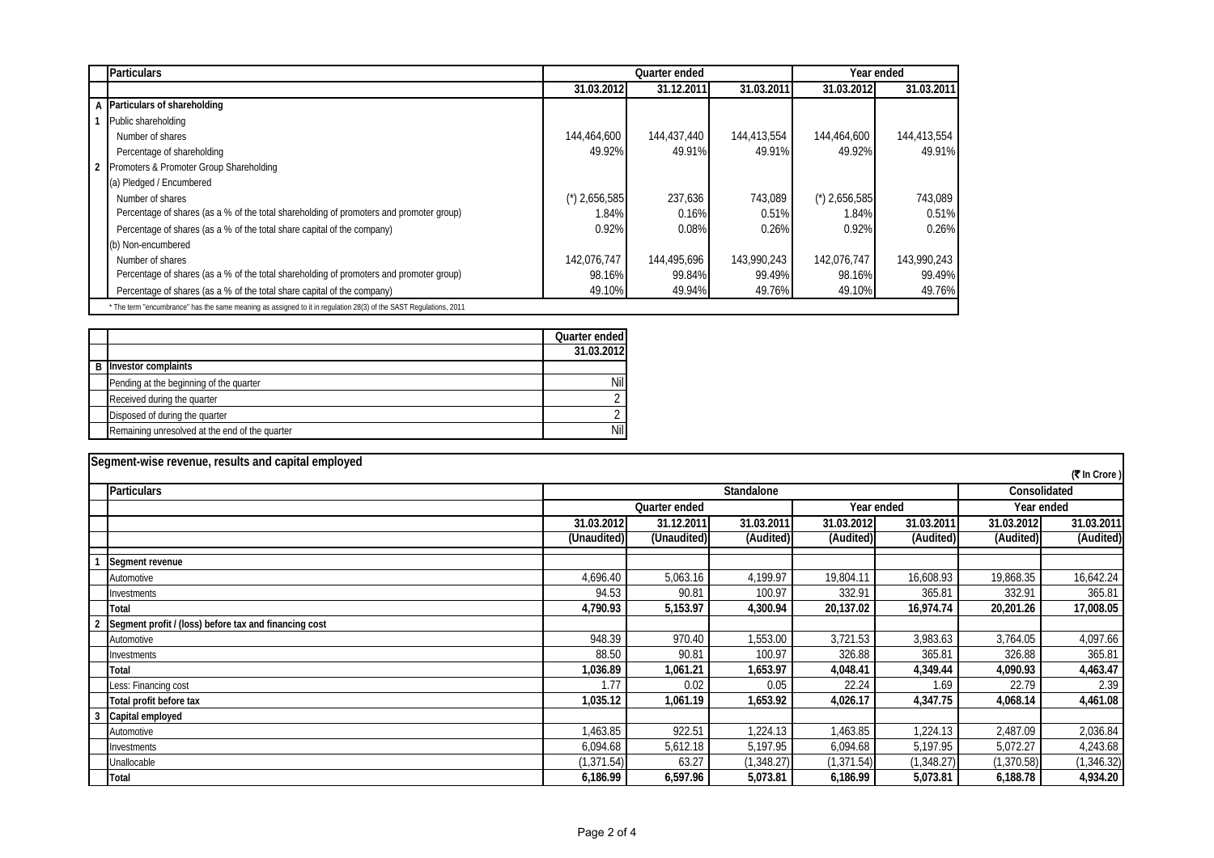| | Particulars | Quarter ended | | | Year ended | |
|---|---|---|---|---|---|---|
| | | 31.03.2012 | 31.12.2011 | 31.03.2011 | 31.03.2012 | 31.03.2011 |
| **A** | **Particulars of shareholding** | | | | | |
| **1** | Public shareholding | | | | | |
| | Number of shares | 144,464,600 | 144,437,440 | 144,413,554 | 144,464,600 | 144,413,554 |
| | Percentage of shareholding | 49.92% | 49.91% | 49.91% | 49.92% | 49.91% |
| **2** | Promoters & Promoter Group Shareholding | | | | | |
| | (a) Pledged / Encumbered | | | | | |
| | Number of shares | (*) 2,656,585 | 237,636 | 743,089 | (*) 2,656,585 | 743,089 |
| | Percentage of shares (as a % of the total shareholding of promoters and promoter group) | 1.84% | 0.16% | 0.51% | 1.84% | 0.51% |
| | Percentage of shares (as a % of the total share capital of the company) | 0.92% | 0.08% | 0.26% | 0.92% | 0.26% |
| | (b) Non-encumbered | | | | | |
| | Number of shares | 142,076,747 | 144,495,696 | 143,990,243 | 142,076,747 | 143,990,243 |
| | Percentage of shares (as a % of the total shareholding of promoters and promoter group) | 98.16% | 99.84% | 99.49% | 98.16% | 99.49% |
| | Percentage of shares (as a % of the total share capital of the company) | 49.10% | 49.94% | 49.76% | 49.10% | 49.76% |

* The term "encumbrance" has the same meaning as assigned to it in regulation 28(3) of the SAST Regulations, 2011

| | | Quarter ended |
|---|---|---|
| | | 31.03.2012 |
| **B** | **Investor complaints** | |
| | Pending at the beginning of the quarter | Nil |
| | Received during the quarter | 2 |
| | Disposed of during the quarter | 2 |
| | Remaining unresolved at the end of the quarter | Nil |

## Segment-wise revenue, results and capital employed

(₹ In Crore)

| | Particulars | Standalone | | | | | Consolidated | |
|---|---|---|---|---|---|---|---|---|
| | | Quarter ended | | | Year ended | | Year ended | |
| | | 31.03.2012 | 31.12.2011 | 31.03.2011 | 31.03.2012 | 31.03.2011 | 31.03.2012 | 31.03.2011 |
| | | (Unaudited) | (Unaudited) | (Audited) | (Audited) | (Audited) | (Audited) | (Audited) |
| **1** | **Segment revenue** | | | | | | | |
| | Automotive | 4,696.40 | 5,063.16 | 4,199.97 | 19,804.11 | 16,608.93 | 19,868.35 | 16,642.24 |
| | Investments | 94.53 | 90.81 | 100.97 | 332.91 | 365.81 | 332.91 | 365.81 |
| | **Total** | **4,790.93** | **5,153.97** | **4,300.94** | **20,137.02** | **16,974.74** | **20,201.26** | **17,008.05** |
| **2** | **Segment profit / (loss) before tax and financing cost** | | | | | | | |
| | Automotive | 948.39 | 970.40 | 1,553.00 | 3,721.53 | 3,983.63 | 3,764.05 | 4,097.66 |
| | Investments | 88.50 | 90.81 | 100.97 | 326.88 | 365.81 | 326.88 | 365.81 |
| | **Total** | **1,036.89** | **1,061.21** | **1,653.97** | **4,048.41** | **4,349.44** | **4,090.93** | **4,463.47** |
| | Less: Financing cost | 1.77 | 0.02 | 0.05 | 22.24 | 1.69 | 22.79 | 2.39 |
| | **Total profit before tax** | **1,035.12** | **1,061.19** | **1,653.92** | **4,026.17** | **4,347.75** | **4,068.14** | **4,461.08** |
| **3** | **Capital employed** | | | | | | | |
| | Automotive | 1,463.85 | 922.51 | 1,224.13 | 1,463.85 | 1,224.13 | 2,487.09 | 2,036.84 |
| | Investments | 6,094.68 | 5,612.18 | 5,197.95 | 6,094.68 | 5,197.95 | 5,072.27 | 4,243.68 |
| | Unallocable | (1,371.54) | 63.27 | (1,348.27) | (1,371.54) | (1,348.27) | (1,370.58) | (1,346.32) |
| | **Total** | **6,186.99** | **6,597.96** | **5,073.81** | **6,186.99** | **5,073.81** | **6,188.78** | **4,934.20** |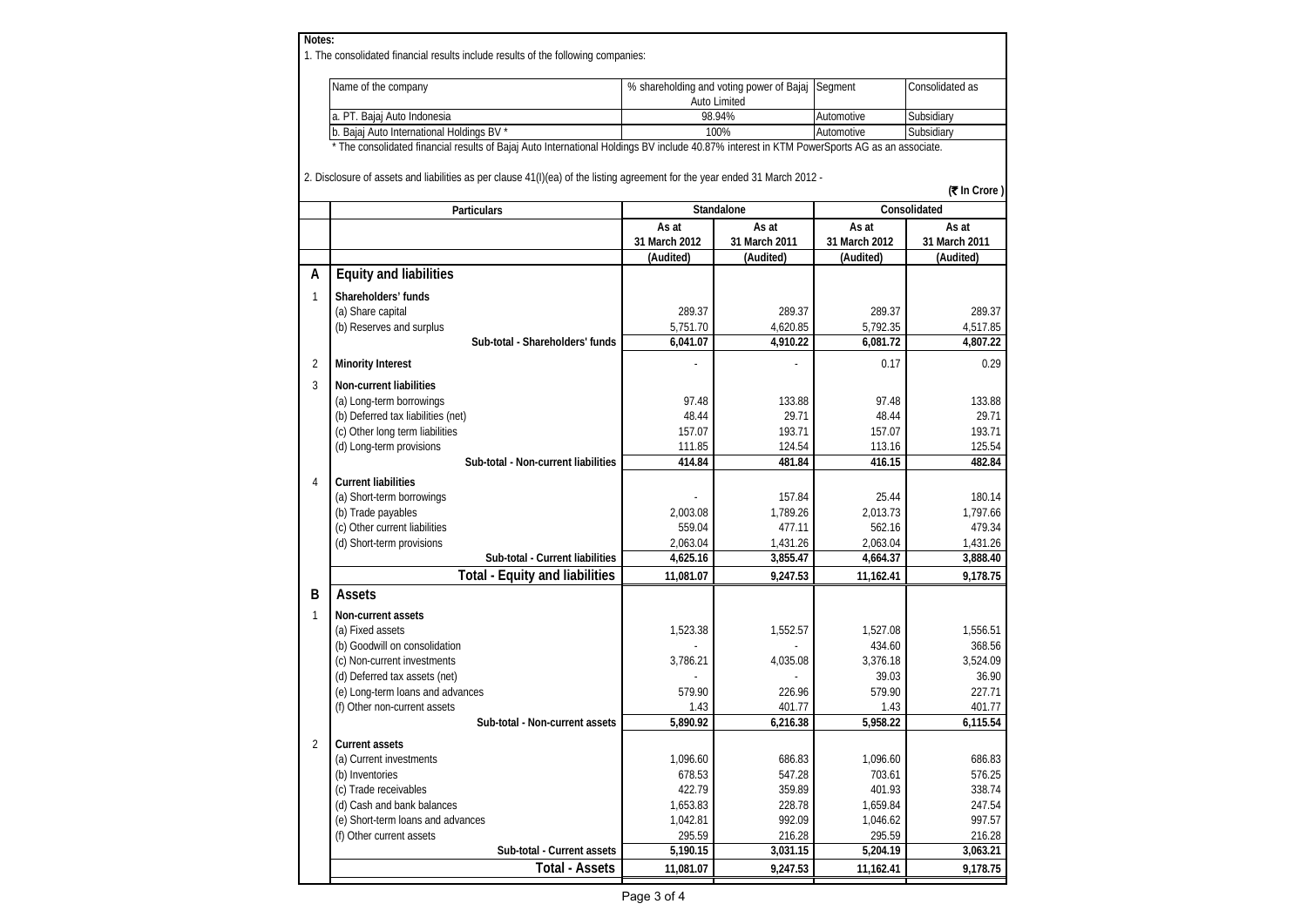**Notes:**

1. The consolidated financial results include results of the following companies:

| Name of the company | % shareholding and voting power of Bajaj Auto Limited | Segment | Consolidated as |
|---|---|---|---|
| a. PT. Bajaj Auto Indonesia | 98.94% | Automotive | Subsidiary |
| b. Bajaj Auto International Holdings BV * | 100% | Automotive | Subsidiary |

\* The consolidated financial results of Bajaj Auto International Holdings BV include 40.87% interest in KTM PowerSports AG as an associate.

2. Disclosure of assets and liabilities as per clause 41(I)(ea) of the listing agreement for the year ended 31 March 2012 -

**(₹ In Crore )**

| | Particulars | Standalone | | Consolidated | |
|---|---|---|---|---|---|
| | | As at 31 March 2012 | As at 31 March 2011 | As at 31 March 2012 | As at 31 March 2011 |
| | | (Audited) | (Audited) | (Audited) | (Audited) |
| **A** | **Equity and liabilities** | | | | |
| 1 | **Shareholders' funds** | | | | |
| | (a) Share capital | 289.37 | 289.37 | 289.37 | 289.37 |
| | (b) Reserves and surplus | 5,751.70 | 4,620.85 | 5,792.35 | 4,517.85 |
| | **Sub-total - Shareholders' funds** | **6,041.07** | **4,910.22** | **6,081.72** | **4,807.22** |
| 2 | **Minority Interest** | - | - | 0.17 | 0.29 |
| 3 | **Non-current liabilities** | | | | |
| | (a) Long-term borrowings | 97.48 | 133.88 | 97.48 | 133.88 |
| | (b) Deferred tax liabilities (net) | 48.44 | 29.71 | 48.44 | 29.71 |
| | (c) Other long term liabilities | 157.07 | 193.71 | 157.07 | 193.71 |
| | (d) Long-term provisions | 111.85 | 124.54 | 113.16 | 125.54 |
| | **Sub-total - Non-current liabilities** | **414.84** | **481.84** | **416.15** | **482.84** |
| 4 | **Current liabilities** | | | | |
| | (a) Short-term borrowings | - | 157.84 | 25.44 | 180.14 |
| | (b) Trade payables | 2,003.08 | 1,789.26 | 2,013.73 | 1,797.66 |
| | (c) Other current liabilities | 559.04 | 477.11 | 562.16 | 479.34 |
| | (d) Short-term provisions | 2,063.04 | 1,431.26 | 2,063.04 | 1,431.26 |
| | **Sub-total - Current liabilities** | **4,625.16** | **3,855.47** | **4,664.37** | **3,888.40** |
| | **Total - Equity and liabilities** | **11,081.07** | **9,247.53** | **11,162.41** | **9,178.75** |
| **B** | **Assets** | | | | |
| 1 | **Non-current assets** | | | | |
| | (a) Fixed assets | 1,523.38 | 1,552.57 | 1,527.08 | 1,556.51 |
| | (b) Goodwill on consolidation | - | - | 434.60 | 368.56 |
| | (c) Non-current investments | 3,786.21 | 4,035.08 | 3,376.18 | 3,524.09 |
| | (d) Deferred tax assets (net) | - | - | 39.03 | 36.90 |
| | (e) Long-term loans and advances | 579.90 | 226.96 | 579.90 | 227.71 |
| | (f) Other non-current assets | 1.43 | 401.77 | 1.43 | 401.77 |
| | **Sub-total - Non-current assets** | **5,890.92** | **6,216.38** | **5,958.22** | **6,115.54** |
| 2 | **Current assets** | | | | |
| | (a) Current investments | 1,096.60 | 686.83 | 1,096.60 | 686.83 |
| | (b) Inventories | 678.53 | 547.28 | 703.61 | 576.25 |
| | (c) Trade receivables | 422.79 | 359.89 | 401.93 | 338.74 |
| | (d) Cash and bank balances | 1,653.83 | 228.78 | 1,659.84 | 247.54 |
| | (e) Short-term loans and advances | 1,042.81 | 992.09 | 1,046.62 | 997.57 |
| | (f) Other current assets | 295.59 | 216.28 | 295.59 | 216.28 |
| | **Sub-total - Current assets** | **5,190.15** | **3,031.15** | **5,204.19** | **3,063.21** |
| | **Total - Assets** | **11,081.07** | **9,247.53** | **11,162.41** | **9,178.75** |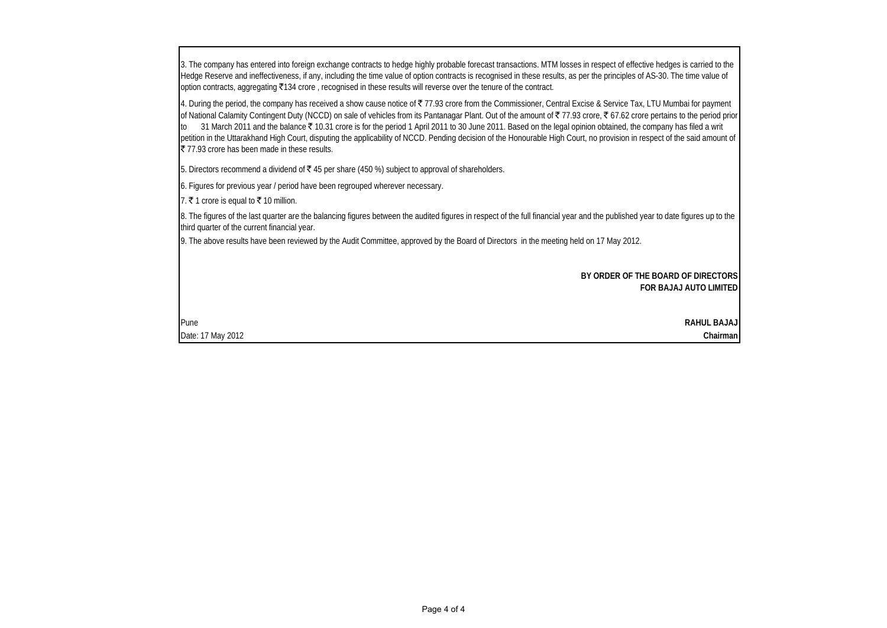3. The company has entered into foreign exchange contracts to hedge highly probable forecast transactions. MTM losses in respect of effective hedges is carried to the Hedge Reserve and ineffectiveness, if any, including the time value of option contracts is recognised in these results, as per the principles of AS-30. The time value of option contracts, aggregating ₹134 crore , recognised in these results will reverse over the tenure of the contract.

4. During the period, the company has received a show cause notice of ₹ 77.93 crore from the Commissioner, Central Excise & Service Tax, LTU Mumbai for payment of National Calamity Contingent Duty (NCCD) on sale of vehicles from its Pantanagar Plant. Out of the amount of ₹ 77.93 crore, ₹ 67.62 crore pertains to the period prior to 31 March 2011 and the balance ₹ 10.31 crore is for the period 1 April 2011 to 30 June 2011. Based on the legal opinion obtained, the company has filed a writ petition in the Uttarakhand High Court, disputing the applicability of NCCD. Pending decision of the Honourable High Court, no provision in respect of the said amount of ₹ 77.93 crore has been made in these results.

5. Directors recommend a dividend of ₹ 45 per share (450 %) subject to approval of shareholders.

6. Figures for previous year / period have been regrouped wherever necessary.

7. ₹ 1 crore is equal to ₹ 10 million.

8. The figures of the last quarter are the balancing figures between the audited figures in respect of the full financial year and the published year to date figures up to the third quarter of the current financial year.

9. The above results have been reviewed by the Audit Committee, approved by the Board of Directors in the meeting held on 17 May 2012.

**BY ORDER OF THE BOARD OF DIRECTORS**
**FOR BAJAJ AUTO LIMITED**

Pune
Date: 17 May 2012

**RAHUL BAJAJ**
**Chairman**